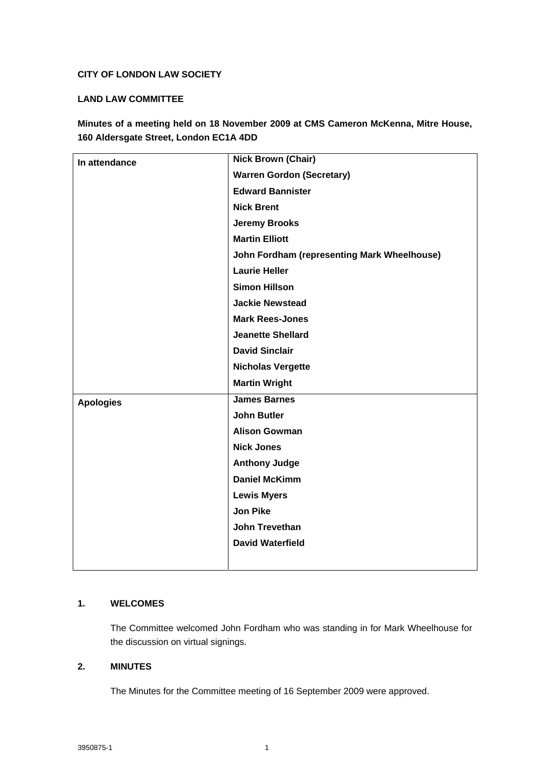**CITY OF LONDON LAW SOCIETY**

**LAND LAW COMMITTEE**

**Minutes of a meeting held on 18 November 2009 at CMS Cameron McKenna, Mitre House, 160 Aldersgate Street, London EC1A 4DD**

| | |
|---|---|
| **In attendance** | **Nick Brown (Chair)**<br>**Warren Gordon (Secretary)**<br>**Edward Bannister**<br>**Nick Brent**<br>**Jeremy Brooks**<br>**Martin Elliott**<br>**John Fordham (representing Mark Wheelhouse)**<br>**Laurie Heller**<br>**Simon Hillson**<br>**Jackie Newstead**<br>**Mark Rees-Jones**<br>**Jeanette Shellard**<br>**David Sinclair**<br>**Nicholas Vergette**<br>**Martin Wright** |
| **Apologies** | **James Barnes**<br>**John Butler**<br>**Alison Gowman**<br>**Nick Jones**<br>**Anthony Judge**<br>**Daniel McKimm**<br>**Lewis Myers**<br>**Jon Pike**<br>**John Trevethan**<br>**David Waterfield** |

## 1. WELCOMES

The Committee welcomed John Fordham who was standing in for Mark Wheelhouse for the discussion on virtual signings.

## 2. MINUTES

The Minutes for the Committee meeting of 16 September 2009 were approved.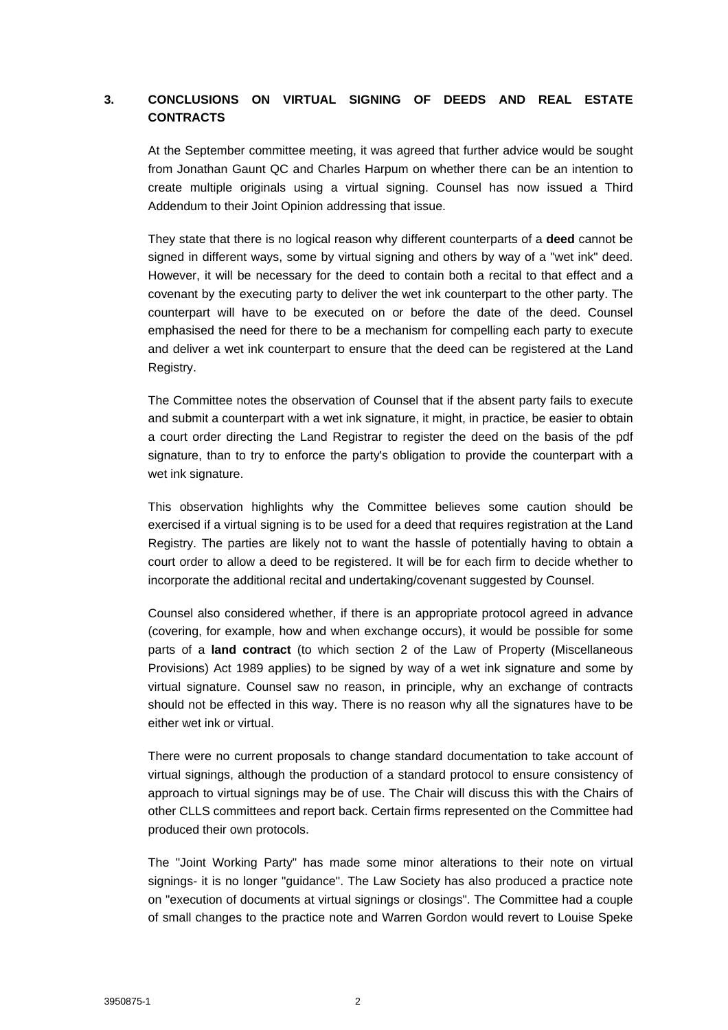## 3. CONCLUSIONS ON VIRTUAL SIGNING OF DEEDS AND REAL ESTATE CONTRACTS

At the September committee meeting, it was agreed that further advice would be sought from Jonathan Gaunt QC and Charles Harpum on whether there can be an intention to create multiple originals using a virtual signing. Counsel has now issued a Third Addendum to their Joint Opinion addressing that issue.

They state that there is no logical reason why different counterparts of a **deed** cannot be signed in different ways, some by virtual signing and others by way of a "wet ink" deed. However, it will be necessary for the deed to contain both a recital to that effect and a covenant by the executing party to deliver the wet ink counterpart to the other party. The counterpart will have to be executed on or before the date of the deed. Counsel emphasised the need for there to be a mechanism for compelling each party to execute and deliver a wet ink counterpart to ensure that the deed can be registered at the Land Registry.

The Committee notes the observation of Counsel that if the absent party fails to execute and submit a counterpart with a wet ink signature, it might, in practice, be easier to obtain a court order directing the Land Registrar to register the deed on the basis of the pdf signature, than to try to enforce the party's obligation to provide the counterpart with a wet ink signature.

This observation highlights why the Committee believes some caution should be exercised if a virtual signing is to be used for a deed that requires registration at the Land Registry. The parties are likely not to want the hassle of potentially having to obtain a court order to allow a deed to be registered. It will be for each firm to decide whether to incorporate the additional recital and undertaking/covenant suggested by Counsel.

Counsel also considered whether, if there is an appropriate protocol agreed in advance (covering, for example, how and when exchange occurs), it would be possible for some parts of a **land contract** (to which section 2 of the Law of Property (Miscellaneous Provisions) Act 1989 applies) to be signed by way of a wet ink signature and some by virtual signature. Counsel saw no reason, in principle, why an exchange of contracts should not be effected in this way. There is no reason why all the signatures have to be either wet ink or virtual.

There were no current proposals to change standard documentation to take account of virtual signings, although the production of a standard protocol to ensure consistency of approach to virtual signings may be of use. The Chair will discuss this with the Chairs of other CLLS committees and report back. Certain firms represented on the Committee had produced their own protocols.

The "Joint Working Party" has made some minor alterations to their note on virtual signings- it is no longer "guidance". The Law Society has also produced a practice note on "execution of documents at virtual signings or closings". The Committee had a couple of small changes to the practice note and Warren Gordon would revert to Louise Speke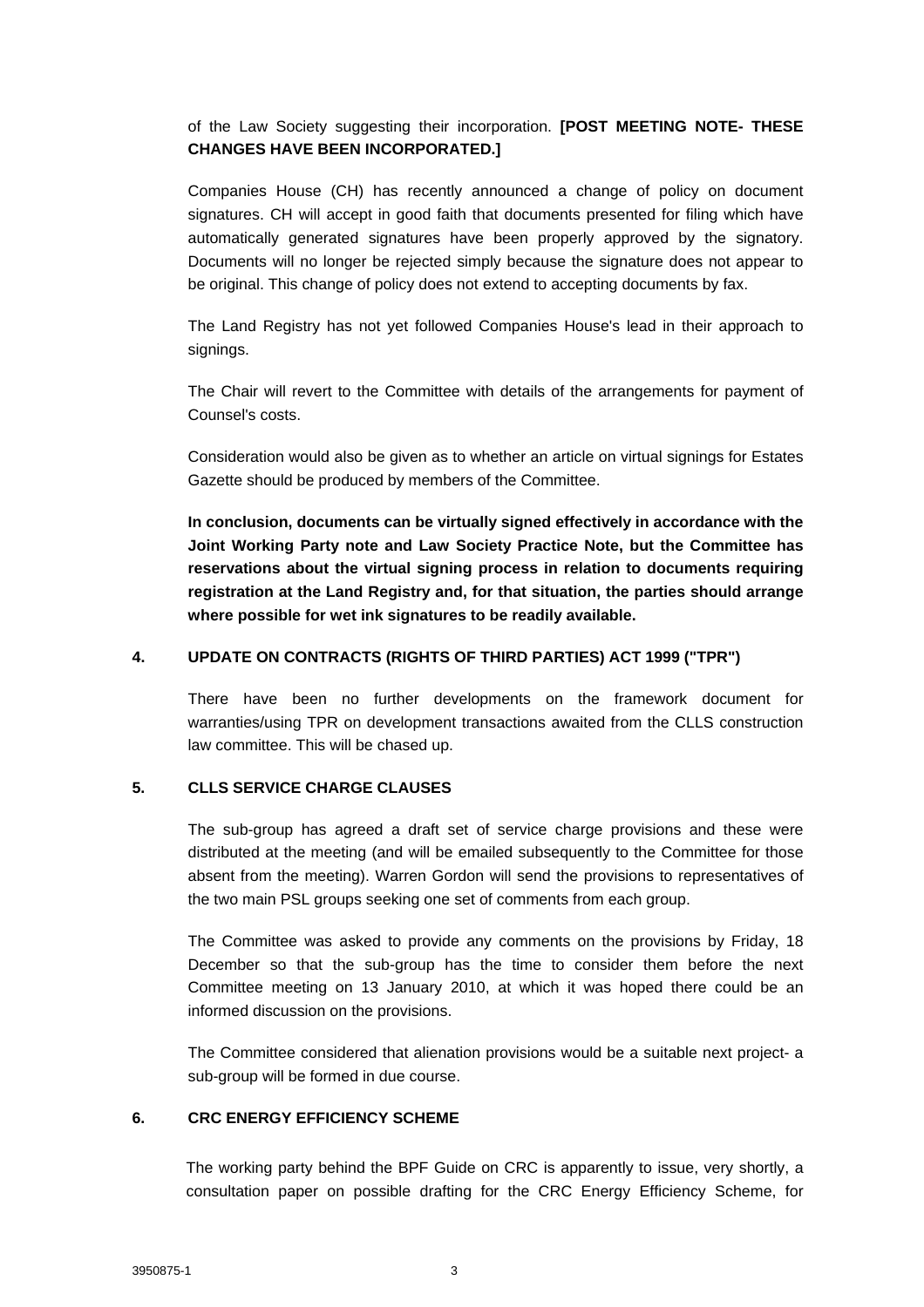of the Law Society suggesting their incorporation. **[POST MEETING NOTE- THESE CHANGES HAVE BEEN INCORPORATED.]**

Companies House (CH) has recently announced a change of policy on document signatures. CH will accept in good faith that documents presented for filing which have automatically generated signatures have been properly approved by the signatory. Documents will no longer be rejected simply because the signature does not appear to be original. This change of policy does not extend to accepting documents by fax.

The Land Registry has not yet followed Companies House's lead in their approach to signings.

The Chair will revert to the Committee with details of the arrangements for payment of Counsel's costs.

Consideration would also be given as to whether an article on virtual signings for Estates Gazette should be produced by members of the Committee.

**In conclusion, documents can be virtually signed effectively in accordance with the Joint Working Party note and Law Society Practice Note, but the Committee has reservations about the virtual signing process in relation to documents requiring registration at the Land Registry and, for that situation, the parties should arrange where possible for wet ink signatures to be readily available.**

## 4. UPDATE ON CONTRACTS (RIGHTS OF THIRD PARTIES) ACT 1999 ("TPR")

There have been no further developments on the framework document for warranties/using TPR on development transactions awaited from the CLLS construction law committee. This will be chased up.

## 5. CLLS SERVICE CHARGE CLAUSES

The sub-group has agreed a draft set of service charge provisions and these were distributed at the meeting (and will be emailed subsequently to the Committee for those absent from the meeting). Warren Gordon will send the provisions to representatives of the two main PSL groups seeking one set of comments from each group.

The Committee was asked to provide any comments on the provisions by Friday, 18 December so that the sub-group has the time to consider them before the next Committee meeting on 13 January 2010, at which it was hoped there could be an informed discussion on the provisions.

The Committee considered that alienation provisions would be a suitable next project- a sub-group will be formed in due course.

## 6. CRC ENERGY EFFICIENCY SCHEME

The working party behind the BPF Guide on CRC is apparently to issue, very shortly, a consultation paper on possible drafting for the CRC Energy Efficiency Scheme, for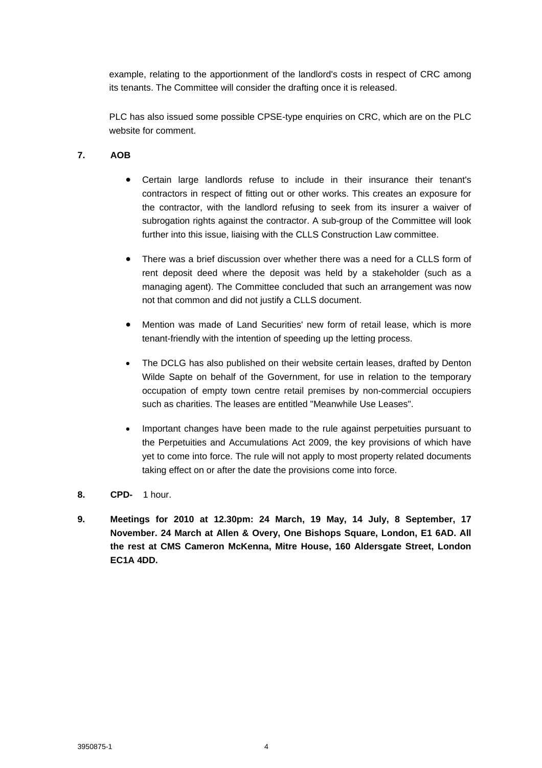example, relating to the apportionment of the landlord's costs in respect of CRC among its tenants. The Committee will consider the drafting once it is released.

PLC has also issued some possible CPSE-type enquiries on CRC, which are on the PLC website for comment.

**7. AOB**

- Certain large landlords refuse to include in their insurance their tenant's contractors in respect of fitting out or other works. This creates an exposure for the contractor, with the landlord refusing to seek from its insurer a waiver of subrogation rights against the contractor. A sub-group of the Committee will look further into this issue, liaising with the CLLS Construction Law committee.

- There was a brief discussion over whether there was a need for a CLLS form of rent deposit deed where the deposit was held by a stakeholder (such as a managing agent). The Committee concluded that such an arrangement was now not that common and did not justify a CLLS document.

- Mention was made of Land Securities' new form of retail lease, which is more tenant-friendly with the intention of speeding up the letting process.

- The DCLG has also published on their website certain leases, drafted by Denton Wilde Sapte on behalf of the Government, for use in relation to the temporary occupation of empty town centre retail premises by non-commercial occupiers such as charities. The leases are entitled "Meanwhile Use Leases".

- Important changes have been made to the rule against perpetuities pursuant to the Perpetuities and Accumulations Act 2009, the key provisions of which have yet to come into force. The rule will not apply to most property related documents taking effect on or after the date the provisions come into force.

**8. CPD-** 1 hour.

**9. Meetings for 2010 at 12.30pm: 24 March, 19 May, 14 July, 8 September, 17 November. 24 March at Allen & Overy, One Bishops Square, London, E1 6AD. All the rest at CMS Cameron McKenna, Mitre House, 160 Aldersgate Street, London EC1A 4DD.**

3950875-1